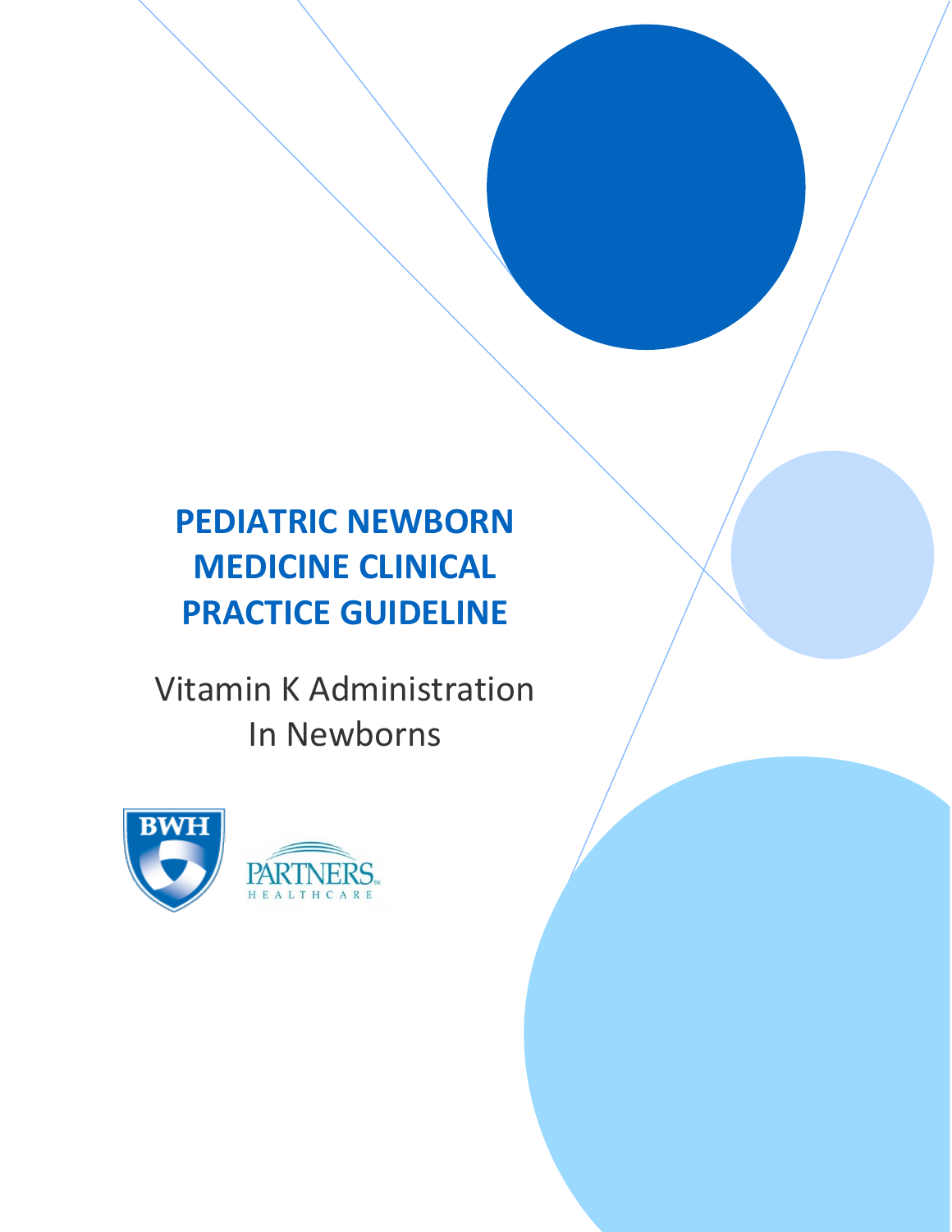# PEDIATRIC NEWBORN MEDICINE CLINICAL PRACTICE GUIDELINE

Vitamin K Administration In Newborns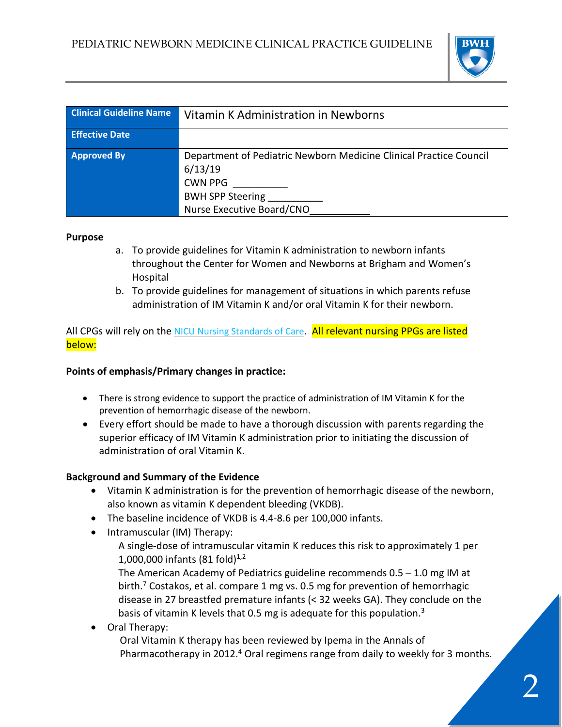| Clinical Guideline Name | Vitamin K Administration in Newborns |
| --- | --- |
| Effective Date | |
| Approved By | Department of Pediatric Newborn Medicine Clinical Practice Council 6/13/19<br>CWN PPG __________<br>BWH SPP Steering __________<br>Nurse Executive Board/CNO__________ |

**Purpose**

a. To provide guidelines for Vitamin K administration to newborn infants throughout the Center for Women and Newborns at Brigham and Women's Hospital
b. To provide guidelines for management of situations in which parents refuse administration of IM Vitamin K and/or oral Vitamin K for their newborn.

All CPGs will rely on the NICU Nursing Standards of Care. All relevant nursing PPGs are listed below:

**Points of emphasis/Primary changes in practice:**

- There is strong evidence to support the practice of administration of IM Vitamin K for the prevention of hemorrhagic disease of the newborn.
- Every effort should be made to have a thorough discussion with parents regarding the superior efficacy of IM Vitamin K administration prior to initiating the discussion of administration of oral Vitamin K.

**Background and Summary of the Evidence**

- Vitamin K administration is for the prevention of hemorrhagic disease of the newborn, also known as vitamin K dependent bleeding (VKDB).
- The baseline incidence of VKDB is 4.4-8.6 per 100,000 infants.
- Intramuscular (IM) Therapy:
  A single-dose of intramuscular vitamin K reduces this risk to approximately 1 per 1,000,000 infants (81 fold)[1,2]
  The American Academy of Pediatrics guideline recommends 0.5 – 1.0 mg IM at birth.[7] Costakos, et al. compare 1 mg vs. 0.5 mg for prevention of hemorrhagic disease in 27 breastfed premature infants (< 32 weeks GA). They conclude on the basis of vitamin K levels that 0.5 mg is adequate for this population.[3]
- Oral Therapy:
  Oral Vitamin K therapy has been reviewed by Ipema in the Annals of Pharmacotherapy in 2012.[4] Oral regimens range from daily to weekly for 3 months.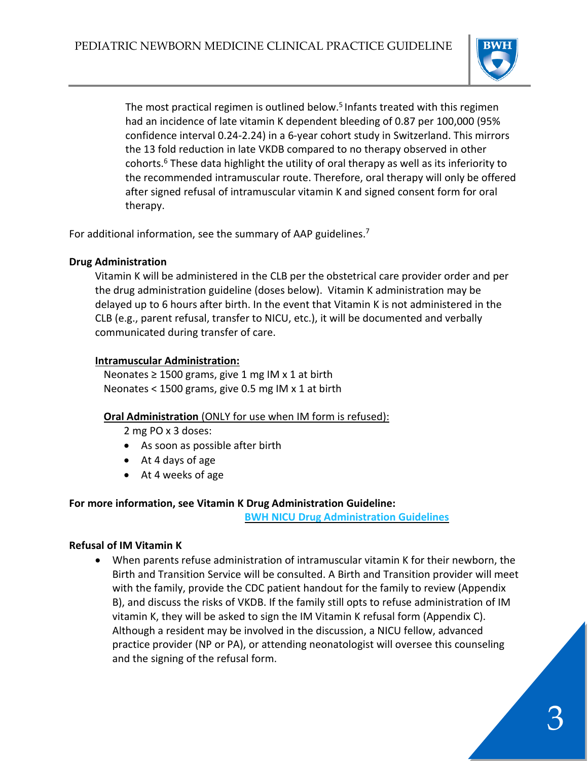The most practical regimen is outlined below.[5] Infants treated with this regimen had an incidence of late vitamin K dependent bleeding of 0.87 per 100,000 (95% confidence interval 0.24-2.24) in a 6-year cohort study in Switzerland. This mirrors the 13 fold reduction in late VKDB compared to no therapy observed in other cohorts.[6] These data highlight the utility of oral therapy as well as its inferiority to the recommended intramuscular route. Therefore, oral therapy will only be offered after signed refusal of intramuscular vitamin K and signed consent form for oral therapy.

For additional information, see the summary of AAP guidelines.[7]

**Drug Administration**

Vitamin K will be administered in the CLB per the obstetrical care provider order and per the drug administration guideline (doses below). Vitamin K administration may be delayed up to 6 hours after birth. In the event that Vitamin K is not administered in the CLB (e.g., parent refusal, transfer to NICU, etc.), it will be documented and verbally communicated during transfer of care.

**Intramuscular Administration:**

Neonates ≥ 1500 grams, give 1 mg IM x 1 at birth
Neonates < 1500 grams, give 0.5 mg IM x 1 at birth

**Oral Administration** (ONLY for use when IM form is refused):

2 mg PO x 3 doses:

- As soon as possible after birth
- At 4 days of age
- At 4 weeks of age

**For more information, see Vitamin K Drug Administration Guideline:**
[BWH NICU Drug Administration Guidelines]

**Refusal of IM Vitamin K**

- When parents refuse administration of intramuscular vitamin K for their newborn, the Birth and Transition Service will be consulted. A Birth and Transition provider will meet with the family, provide the CDC patient handout for the family to review (Appendix B), and discuss the risks of VKDB. If the family still opts to refuse administration of IM vitamin K, they will be asked to sign the IM Vitamin K refusal form (Appendix C). Although a resident may be involved in the discussion, a NICU fellow, advanced practice provider (NP or PA), or attending neonatologist will oversee this counseling and the signing of the refusal form.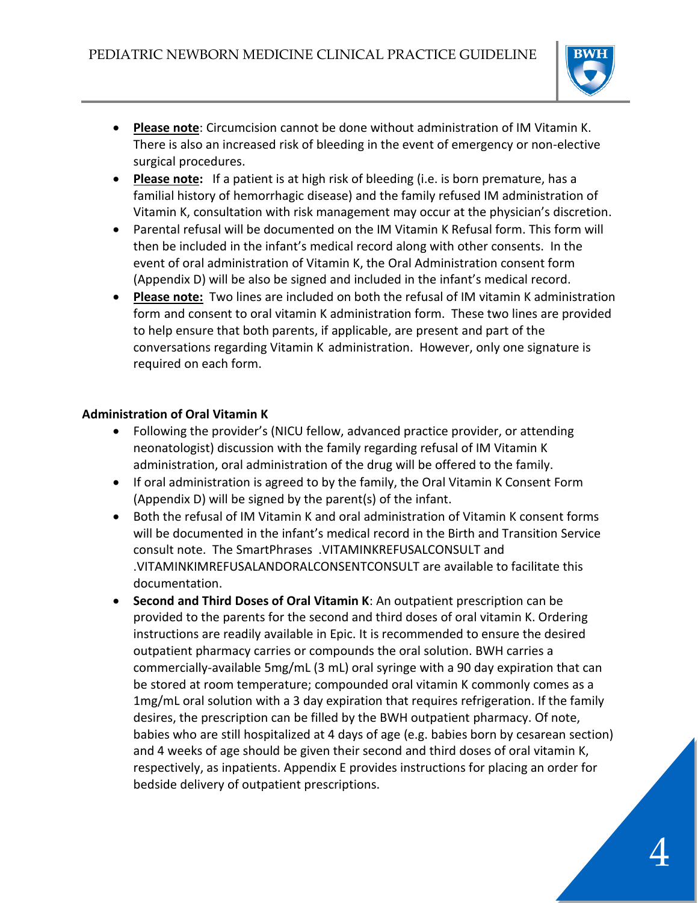- **<u>Please note</u>**: Circumcision cannot be done without administration of IM Vitamin K. There is also an increased risk of bleeding in the event of emergency or non-elective surgical procedures.
- **<u>Please note:</u>** If a patient is at high risk of bleeding (i.e. is born premature, has a familial history of hemorrhagic disease) and the family refused IM administration of Vitamin K, consultation with risk management may occur at the physician's discretion.
- Parental refusal will be documented on the IM Vitamin K Refusal form. This form will then be included in the infant's medical record along with other consents. In the event of oral administration of Vitamin K, the Oral Administration consent form (Appendix D) will be also be signed and included in the infant's medical record.
- **<u>Please note:</u>** Two lines are included on both the refusal of IM vitamin K administration form and consent to oral vitamin K administration form. These two lines are provided to help ensure that both parents, if applicable, are present and part of the conversations regarding Vitamin K administration. However, only one signature is required on each form.

**Administration of Oral Vitamin K**

- Following the provider's (NICU fellow, advanced practice provider, or attending neonatologist) discussion with the family regarding refusal of IM Vitamin K administration, oral administration of the drug will be offered to the family.
- If oral administration is agreed to by the family, the Oral Vitamin K Consent Form (Appendix D) will be signed by the parent(s) of the infant.
- Both the refusal of IM Vitamin K and oral administration of Vitamin K consent forms will be documented in the infant's medical record in the Birth and Transition Service consult note. The SmartPhrases .VITAMINKREFUSALCONSULT and .VITAMINKIMREFUSALANDORALCONSENTCONSULT are available to facilitate this documentation.
- **Second and Third Doses of Oral Vitamin K**: An outpatient prescription can be provided to the parents for the second and third doses of oral vitamin K. Ordering instructions are readily available in Epic. It is recommended to ensure the desired outpatient pharmacy carries or compounds the oral solution. BWH carries a commercially-available 5mg/mL (3 mL) oral syringe with a 90 day expiration that can be stored at room temperature; compounded oral vitamin K commonly comes as a 1mg/mL oral solution with a 3 day expiration that requires refrigeration. If the family desires, the prescription can be filled by the BWH outpatient pharmacy. Of note, babies who are still hospitalized at 4 days of age (e.g. babies born by cesarean section) and 4 weeks of age should be given their second and third doses of oral vitamin K, respectively, as inpatients. Appendix E provides instructions for placing an order for bedside delivery of outpatient prescriptions.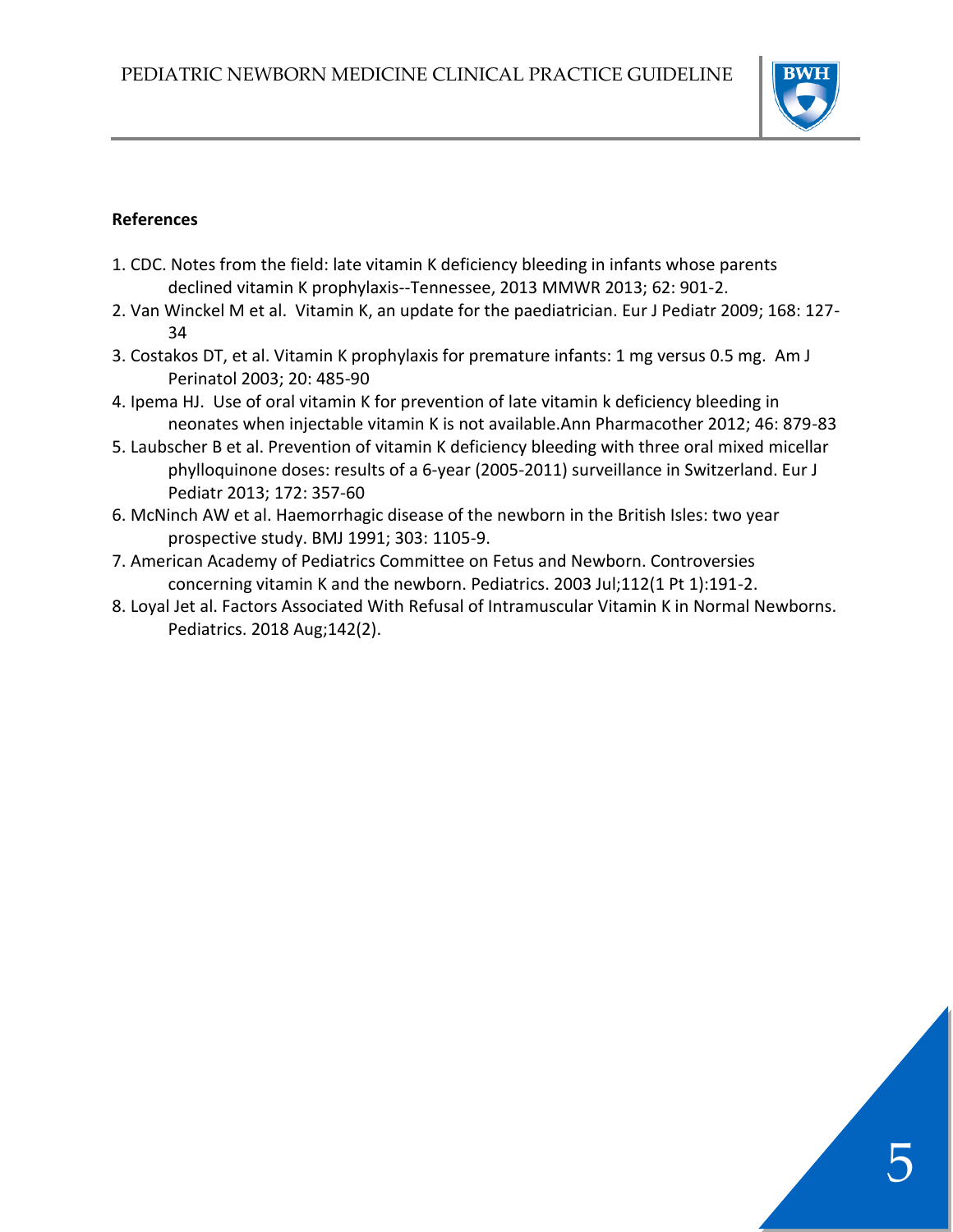**References**

1. CDC. Notes from the field: late vitamin K deficiency bleeding in infants whose parents declined vitamin K prophylaxis--Tennessee, 2013 MMWR 2013; 62: 901-2.
2. Van Winckel M et al. Vitamin K, an update for the paediatrician. Eur J Pediatr 2009; 168: 127-34
3. Costakos DT, et al. Vitamin K prophylaxis for premature infants: 1 mg versus 0.5 mg. Am J Perinatol 2003; 20: 485-90
4. Ipema HJ. Use of oral vitamin K for prevention of late vitamin k deficiency bleeding in neonates when injectable vitamin K is not available.Ann Pharmacother 2012; 46: 879-83
5. Laubscher B et al. Prevention of vitamin K deficiency bleeding with three oral mixed micellar phylloquinone doses: results of a 6-year (2005-2011) surveillance in Switzerland. Eur J Pediatr 2013; 172: 357-60
6. McNinch AW et al. Haemorrhagic disease of the newborn in the British Isles: two year prospective study. BMJ 1991; 303: 1105-9.
7. American Academy of Pediatrics Committee on Fetus and Newborn. Controversies concerning vitamin K and the newborn. Pediatrics. 2003 Jul;112(1 Pt 1):191-2.
8. Loyal Jet al. Factors Associated With Refusal of Intramuscular Vitamin K in Normal Newborns. Pediatrics. 2018 Aug;142(2).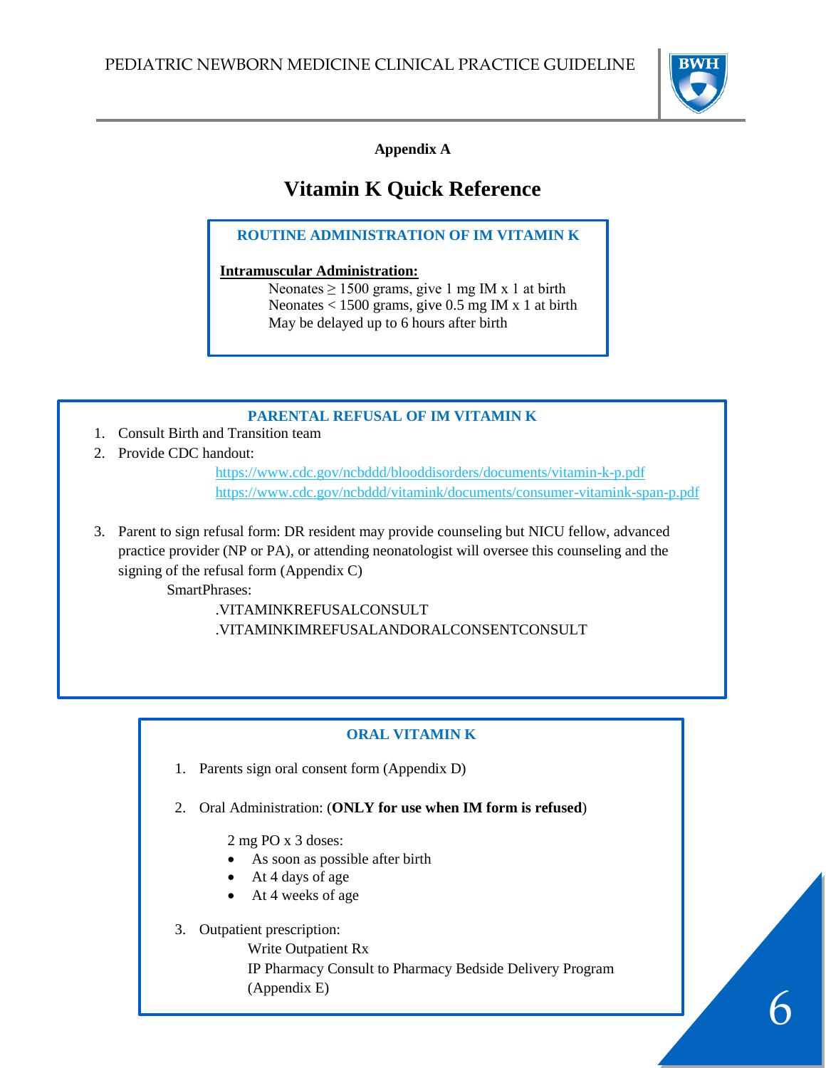## Appendix A

# Vitamin K Quick Reference

### ROUTINE ADMINISTRATION OF IM VITAMIN K

**Intramuscular Administration:**

Neonates ≥ 1500 grams, give 1 mg IM x 1 at birth
Neonates < 1500 grams, give 0.5 mg IM x 1 at birth
May be delayed up to 6 hours after birth

### PARENTAL REFUSAL OF IM VITAMIN K

1. Consult Birth and Transition team
2. Provide CDC handout:
   https://www.cdc.gov/ncbddd/blooddisorders/documents/vitamin-k-p.pdf
   https://www.cdc.gov/ncbddd/vitamink/documents/consumer-vitamink-span-p.pdf
3. Parent to sign refusal form: DR resident may provide counseling but NICU fellow, advanced practice provider (NP or PA), or attending neonatologist will oversee this counseling and the signing of the refusal form (Appendix C)

   SmartPhrases:

   .VITAMINKREFUSALCONSULT
   .VITAMINKIMREFUSALANDORALCONSENTCONSULT

### ORAL VITAMIN K

1. Parents sign oral consent form (Appendix D)
2. Oral Administration: (**ONLY for use when IM form is refused**)

   2 mg PO x 3 doses:
   - As soon as possible after birth
   - At 4 days of age
   - At 4 weeks of age
3. Outpatient prescription:

   Write Outpatient Rx
   IP Pharmacy Consult to Pharmacy Bedside Delivery Program (Appendix E)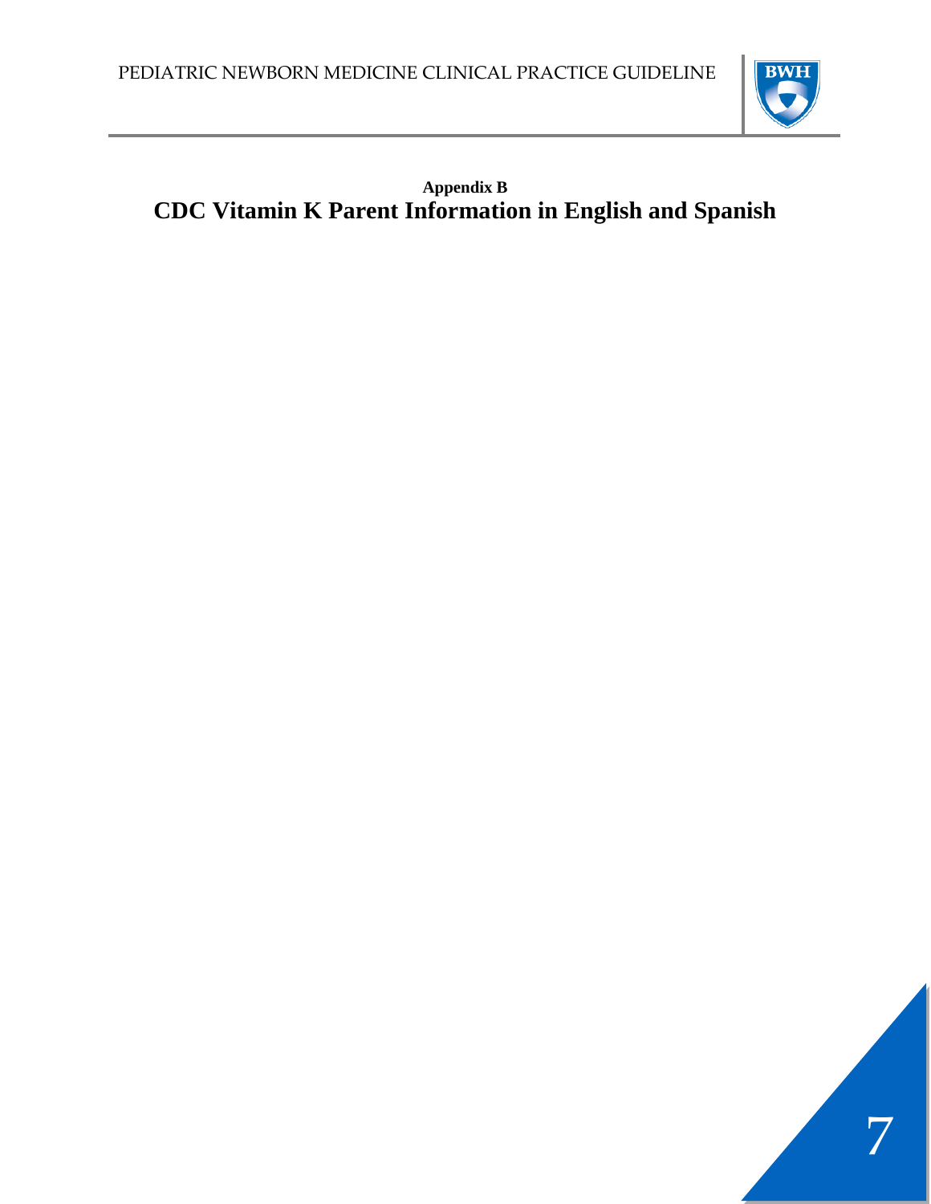## Appendix B

# CDC Vitamin K Parent Information in English and Spanish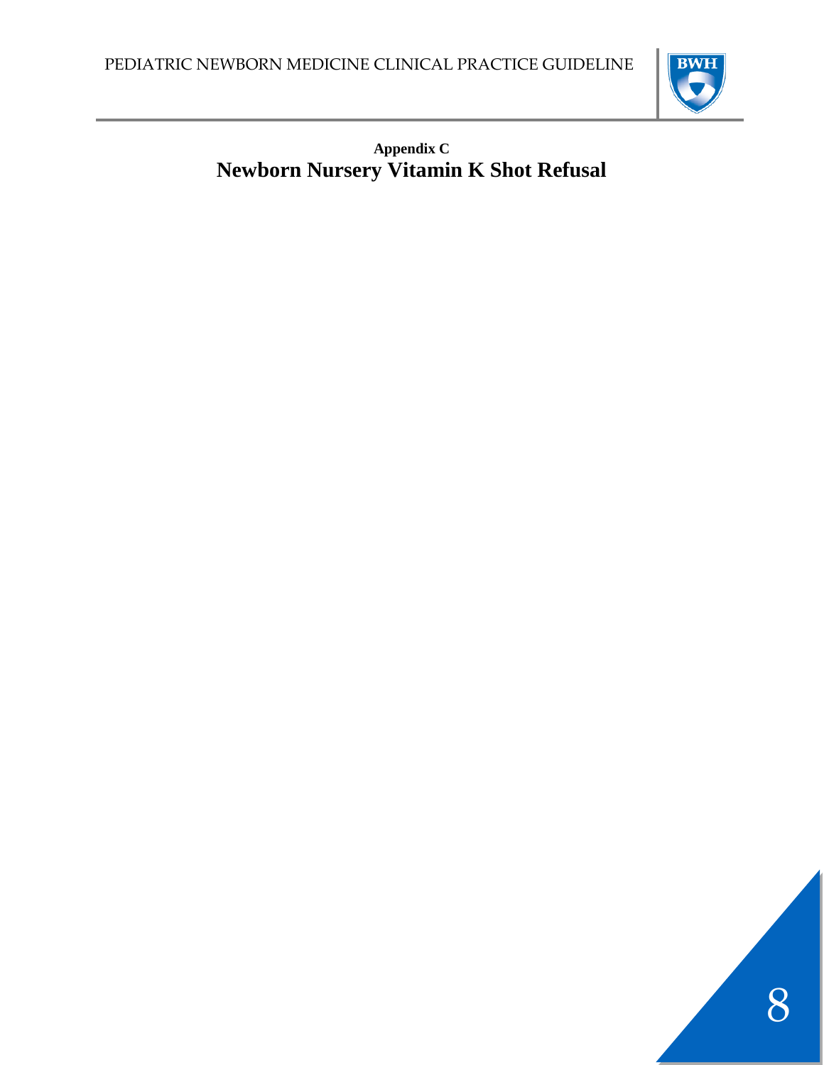**Appendix C**

# Newborn Nursery Vitamin K Shot Refusal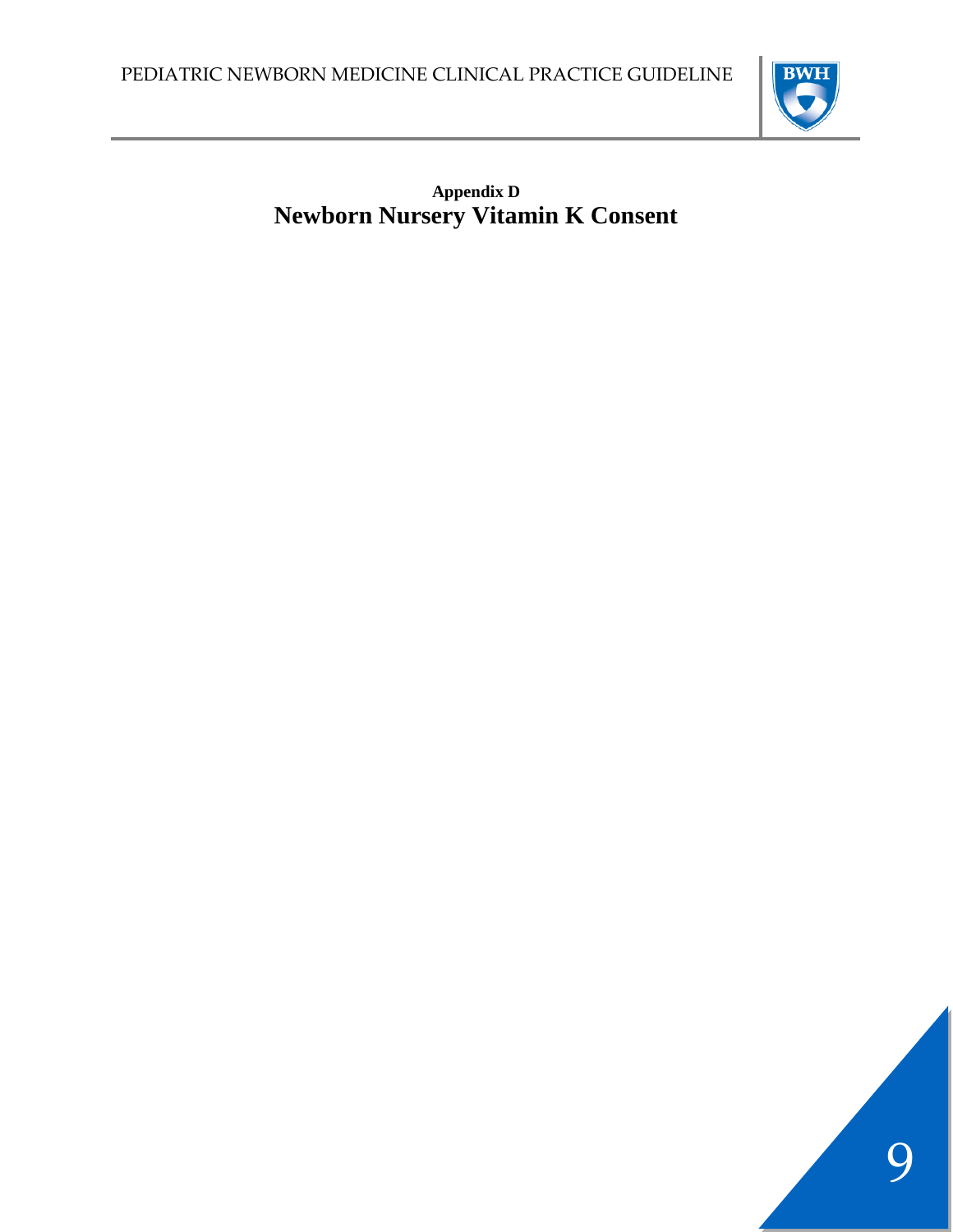## Appendix D

# Newborn Nursery Vitamin K Consent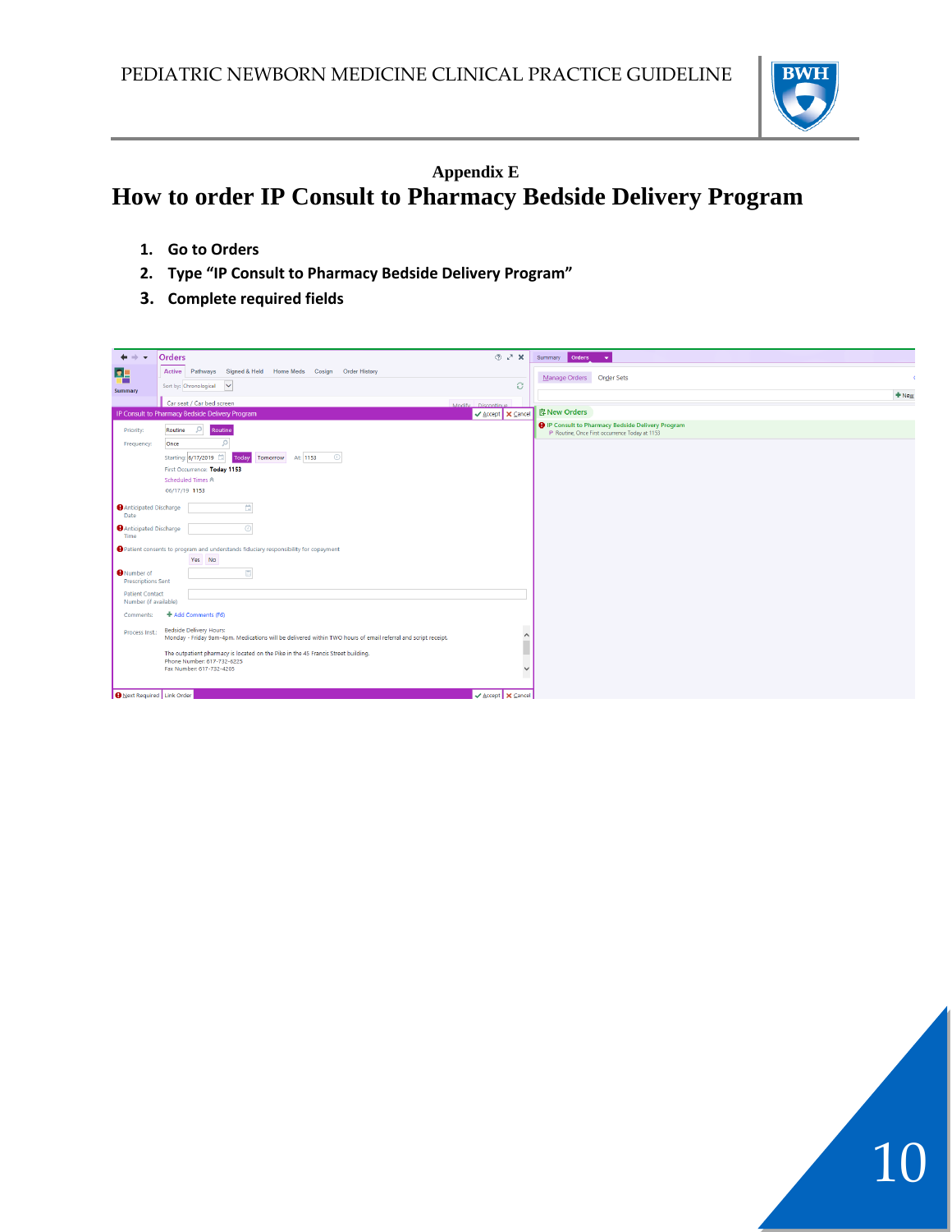## Appendix E

# How to order IP Consult to Pharmacy Bedside Delivery Program

1. **Go to Orders**
2. **Type "IP Consult to Pharmacy Bedside Delivery Program"**
3. **Complete required fields**